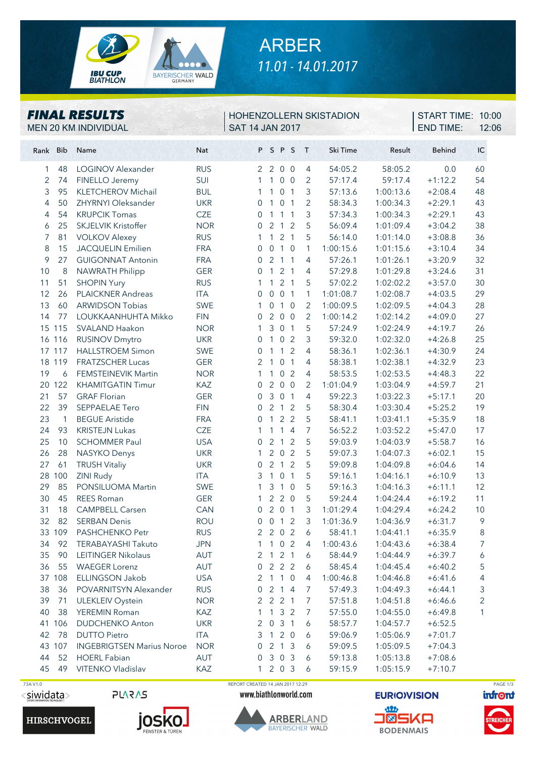# ARBER

*11.01 - 14.01.2017*

## FINAL RESULTS

MEN 20 KM INDIVIDUAL

HOHENZOLLERN SKISTADION
SAT 14 JAN 2017

START TIME: 10:00
END TIME: 12:06

| Rank | Bib | Name | Nat | P | S | P | S | T | Ski Time | Result | Behind | IC |
|---|---|---|---|---|---|---|---|---|---|---|---|---|
| 1 | 48 | LOGINOV Alexander | RUS | 2 | 2 | 0 | 0 | 4 | 54:05.2 | 58:05.2 | 0.0 | 60 |
| 2 | 74 | FINELLO Jeremy | SUI | 1 | 1 | 0 | 0 | 2 | 57:17.4 | 59:17.4 | +1:12.2 | 54 |
| 3 | 95 | KLETCHEROV Michail | BUL | 1 | 1 | 0 | 1 | 3 | 57:13.6 | 1:00:13.6 | +2:08.4 | 48 |
| 4 | 50 | ZHYRNYI Oleksander | UKR | 0 | 1 | 0 | 1 | 2 | 58:34.3 | 1:00:34.3 | +2:29.1 | 43 |
| 4 | 54 | KRUPCIK Tomas | CZE | 0 | 1 | 1 | 1 | 3 | 57:34.3 | 1:00:34.3 | +2:29.1 | 43 |
| 6 | 25 | SKJELVIK Kristoffer | NOR | 0 | 2 | 1 | 2 | 5 | 56:09.4 | 1:01:09.4 | +3:04.2 | 38 |
| 7 | 81 | VOLKOV Alexey | RUS | 1 | 1 | 2 | 1 | 5 | 56:14.0 | 1:01:14.0 | +3:08.8 | 36 |
| 8 | 15 | JACQUELIN Emilien | FRA | 0 | 0 | 1 | 0 | 1 | 1:00:15.6 | 1:01:15.6 | +3:10.4 | 34 |
| 9 | 27 | GUIGONNAT Antonin | FRA | 0 | 2 | 1 | 1 | 4 | 57:26.1 | 1:01:26.1 | +3:20.9 | 32 |
| 10 | 8 | NAWRATH Philipp | GER | 0 | 1 | 2 | 1 | 4 | 57:29.8 | 1:01:29.8 | +3:24.6 | 31 |
| 11 | 51 | SHOPIN Yury | RUS | 1 | 1 | 2 | 1 | 5 | 57:02.2 | 1:02:02.2 | +3:57.0 | 30 |
| 12 | 26 | PLAICKNER Andreas | ITA | 0 | 0 | 0 | 1 | 1 | 1:01:08.7 | 1:02:08.7 | +4:03.5 | 29 |
| 13 | 60 | ARWIDSON Tobias | SWE | 1 | 0 | 1 | 0 | 2 | 1:00:09.5 | 1:02:09.5 | +4:04.3 | 28 |
| 14 | 77 | LOUKKAANHUHTA Mikko | FIN | 0 | 2 | 0 | 0 | 2 | 1:00:14.2 | 1:02:14.2 | +4:09.0 | 27 |
| 15 | 115 | SVALAND Haakon | NOR | 1 | 3 | 0 | 1 | 5 | 57:24.9 | 1:02:24.9 | +4:19.7 | 26 |
| 16 | 116 | RUSINOV Dmytro | UKR | 0 | 1 | 0 | 2 | 3 | 59:32.0 | 1:02:32.0 | +4:26.8 | 25 |
| 17 | 117 | HALLSTROEM Simon | SWE | 0 | 1 | 1 | 2 | 4 | 58:36.1 | 1:02:36.1 | +4:30.9 | 24 |
| 18 | 119 | FRATZSCHER Lucas | GER | 2 | 1 | 0 | 1 | 4 | 58:38.1 | 1:02:38.1 | +4:32.9 | 23 |
| 19 | 6 | FEMSTEINEVIK Martin | NOR | 1 | 1 | 0 | 2 | 4 | 58:53.5 | 1:02:53.5 | +4:48.3 | 22 |
| 20 | 122 | KHAMITGATIN Timur | KAZ | 0 | 2 | 0 | 0 | 2 | 1:01:04.9 | 1:03:04.9 | +4:59.7 | 21 |
| 21 | 57 | GRAF Florian | GER | 0 | 3 | 0 | 1 | 4 | 59:22.3 | 1:03:22.3 | +5:17.1 | 20 |
| 22 | 39 | SEPPAELAE Tero | FIN | 0 | 2 | 1 | 2 | 5 | 58:30.4 | 1:03:30.4 | +5:25.2 | 19 |
| 23 | 1 | BEGUE Aristide | FRA | 0 | 1 | 2 | 2 | 5 | 58:41.1 | 1:03:41.1 | +5:35.9 | 18 |
| 24 | 93 | KRISTEJN Lukas | CZE | 1 | 1 | 1 | 4 | 7 | 56:52.2 | 1:03:52.2 | +5:47.0 | 17 |
| 25 | 10 | SCHOMMER Paul | USA | 0 | 2 | 1 | 2 | 5 | 59:03.9 | 1:04:03.9 | +5:58.7 | 16 |
| 26 | 28 | NASYKO Denys | UKR | 1 | 2 | 0 | 2 | 5 | 59:07.3 | 1:04:07.3 | +6:02.1 | 15 |
| 27 | 61 | TRUSH Vitaliy | UKR | 0 | 2 | 1 | 2 | 5 | 59:09.8 | 1:04:09.8 | +6:04.6 | 14 |
| 28 | 100 | ZINI Rudy | ITA | 3 | 1 | 0 | 1 | 5 | 59:16.1 | 1:04:16.1 | +6:10.9 | 13 |
| 29 | 85 | PONSILUOMA Martin | SWE | 1 | 3 | 1 | 0 | 5 | 59:16.3 | 1:04:16.3 | +6:11.1 | 12 |
| 30 | 45 | REES Roman | GER | 1 | 2 | 2 | 0 | 5 | 59:24.4 | 1:04:24.4 | +6:19.2 | 11 |
| 31 | 18 | CAMPBELL Carsen | CAN | 0 | 2 | 0 | 1 | 3 | 1:01:29.4 | 1:04:29.4 | +6:24.2 | 10 |
| 32 | 82 | SERBAN Denis | ROU | 0 | 0 | 1 | 2 | 3 | 1:01:36.9 | 1:04:36.9 | +6:31.7 | 9 |
| 33 | 109 | PASHCHENKO Petr | RUS | 2 | 2 | 0 | 2 | 6 | 58:41.1 | 1:04:41.1 | +6:35.9 | 8 |
| 34 | 92 | TERABAYASHI Takuto | JPN | 1 | 1 | 0 | 2 | 4 | 1:00:43.6 | 1:04:43.6 | +6:38.4 | 7 |
| 35 | 90 | LEITINGER Nikolaus | AUT | 2 | 1 | 2 | 1 | 6 | 58:44.9 | 1:04:44.9 | +6:39.7 | 6 |
| 36 | 55 | WAEGER Lorenz | AUT | 0 | 2 | 2 | 2 | 6 | 58:45.4 | 1:04:45.4 | +6:40.2 | 5 |
| 37 | 108 | ELLINGSON Jakob | USA | 2 | 1 | 1 | 0 | 4 | 1:00:46.8 | 1:04:46.8 | +6:41.6 | 4 |
| 38 | 36 | POVARNITSYN Alexander | RUS | 0 | 2 | 1 | 4 | 7 | 57:49.3 | 1:04:49.3 | +6:44.1 | 3 |
| 39 | 71 | ULEKLEIV Oystein | NOR | 2 | 2 | 2 | 1 | 7 | 57:51.8 | 1:04:51.8 | +6:46.6 | 2 |
| 40 | 38 | YEREMIN Roman | KAZ | 1 | 1 | 3 | 2 | 7 | 57:55.0 | 1:04:55.0 | +6:49.8 | 1 |
| 41 | 106 | DUDCHENKO Anton | UKR | 2 | 0 | 3 | 1 | 6 | 58:57.7 | 1:04:57.7 | +6:52.5 | |
| 42 | 78 | DUTTO Pietro | ITA | 3 | 1 | 2 | 0 | 6 | 59:06.9 | 1:05:06.9 | +7:01.7 | |
| 43 | 107 | INGEBRIGTSEN Marius Noroe | NOR | 0 | 2 | 1 | 3 | 6 | 59:09.5 | 1:05:09.5 | +7:04.3 | |
| 44 | 52 | HOERL Fabian | AUT | 0 | 3 | 0 | 3 | 6 | 59:13.8 | 1:05:13.8 | +7:08.6 | |
| 45 | 49 | VITENKO Vladislav | KAZ | 1 | 2 | 0 | 3 | 6 | 59:15.9 | 1:05:15.9 | +7:10.7 | |

73A V1.0 REPORT CREATED 14 JAN 2017 12:29

www.biathlonworld.com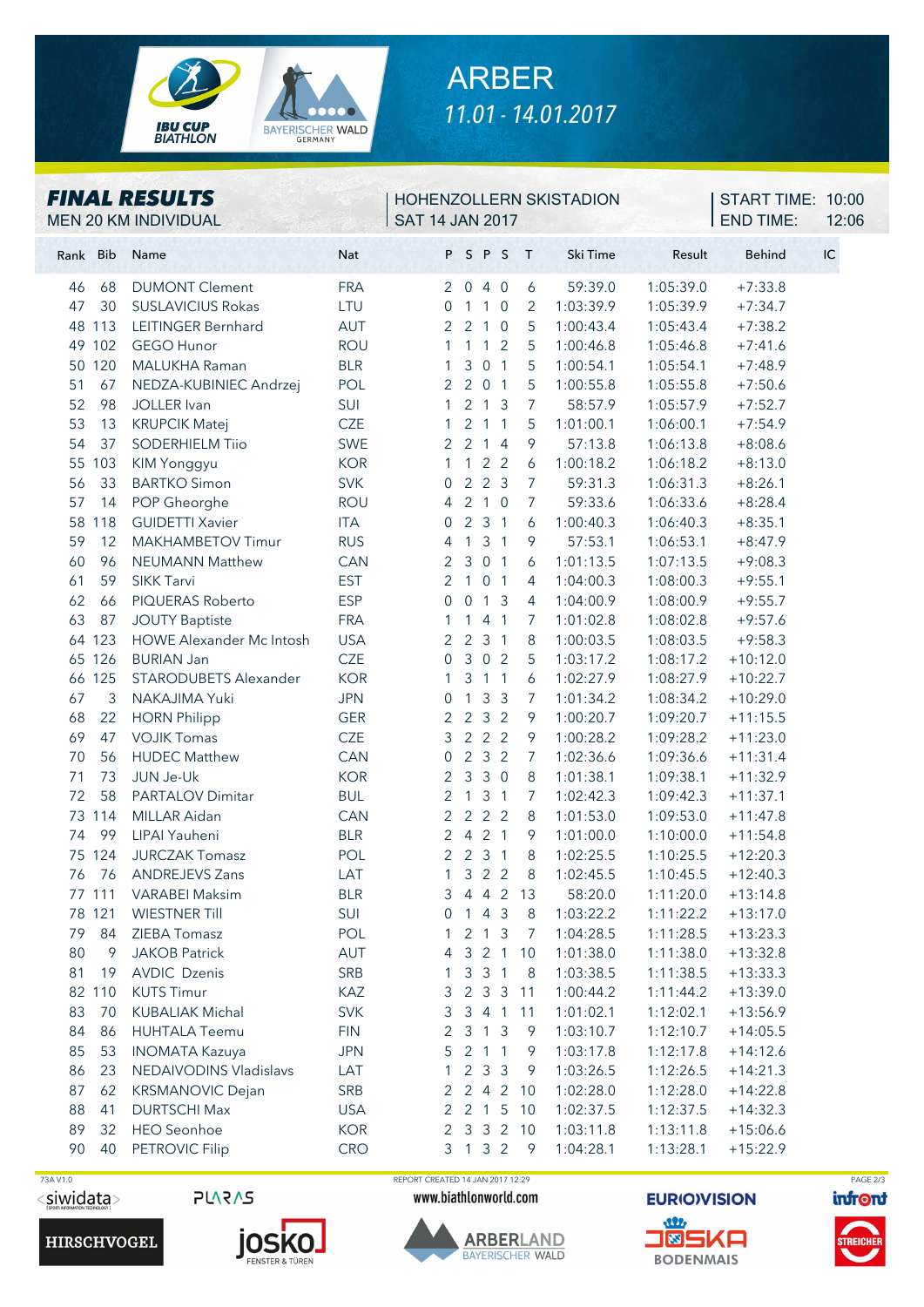# ARBER

*11.01 - 14.01.2017*

## FINAL RESULTS

MEN 20 KM INDIVIDUAL

HOHENZOLLERN SKISTADION
SAT 14 JAN 2017

START TIME: 10:00
END TIME: 12:06

| Rank | Bib | Name | Nat | P | S | P | S | T | Ski Time | Result | Behind | IC |
|---|---|---|---|---|---|---|---|---|---|---|---|---|
| 46 | 68 | DUMONT Clement | FRA | 2 | 0 | 4 | 0 | 6 | 59:39.0 | 1:05:39.0 | +7:33.8 | |
| 47 | 30 | SUSLAVICIUS Rokas | LTU | 0 | 1 | 1 | 0 | 2 | 1:03:39.9 | 1:05:39.9 | +7:34.7 | |
| 48 | 113 | LEITINGER Bernhard | AUT | 2 | 2 | 1 | 0 | 5 | 1:00:43.4 | 1:05:43.4 | +7:38.2 | |
| 49 | 102 | GEGO Hunor | ROU | 1 | 1 | 1 | 2 | 5 | 1:00:46.8 | 1:05:46.8 | +7:41.6 | |
| 50 | 120 | MALUKHA Raman | BLR | 1 | 3 | 0 | 1 | 5 | 1:00:54.1 | 1:05:54.1 | +7:48.9 | |
| 51 | 67 | NEDZA-KUBINIEC Andrzej | POL | 2 | 2 | 0 | 1 | 5 | 1:00:55.8 | 1:05:55.8 | +7:50.6 | |
| 52 | 98 | JOLLER Ivan | SUI | 1 | 2 | 1 | 3 | 7 | 58:57.9 | 1:05:57.9 | +7:52.7 | |
| 53 | 13 | KRUPCIK Matej | CZE | 1 | 2 | 1 | 1 | 5 | 1:01:00.1 | 1:06:00.1 | +7:54.9 | |
| 54 | 37 | SODERHIELM Tiio | SWE | 2 | 2 | 1 | 4 | 9 | 57:13.8 | 1:06:13.8 | +8:08.6 | |
| 55 | 103 | KIM Yonggyu | KOR | 1 | 1 | 2 | 2 | 6 | 1:00:18.2 | 1:06:18.2 | +8:13.0 | |
| 56 | 33 | BARTKO Simon | SVK | 0 | 2 | 2 | 3 | 7 | 59:31.3 | 1:06:31.3 | +8:26.1 | |
| 57 | 14 | POP Gheorghe | ROU | 4 | 2 | 1 | 0 | 7 | 59:33.6 | 1:06:33.6 | +8:28.4 | |
| 58 | 118 | GUIDETTI Xavier | ITA | 0 | 2 | 3 | 1 | 6 | 1:00:40.3 | 1:06:40.3 | +8:35.1 | |
| 59 | 12 | MAKHAMBETOV Timur | RUS | 4 | 1 | 3 | 1 | 9 | 57:53.1 | 1:06:53.1 | +8:47.9 | |
| 60 | 96 | NEUMANN Matthew | CAN | 2 | 3 | 0 | 1 | 6 | 1:01:13.5 | 1:07:13.5 | +9:08.3 | |
| 61 | 59 | SIKK Tarvi | EST | 2 | 1 | 0 | 1 | 4 | 1:04:00.3 | 1:08:00.3 | +9:55.1 | |
| 62 | 66 | PIQUERAS Roberto | ESP | 0 | 0 | 1 | 3 | 4 | 1:04:00.9 | 1:08:00.9 | +9:55.7 | |
| 63 | 87 | JOUTY Baptiste | FRA | 1 | 1 | 4 | 1 | 7 | 1:01:02.8 | 1:08:02.8 | +9:57.6 | |
| 64 | 123 | HOWE Alexander Mc Intosh | USA | 2 | 2 | 3 | 1 | 8 | 1:00:03.5 | 1:08:03.5 | +9:58.3 | |
| 65 | 126 | BURIAN Jan | CZE | 0 | 3 | 0 | 2 | 5 | 1:03:17.2 | 1:08:17.2 | +10:12.0 | |
| 66 | 125 | STARODUBETS Alexander | KOR | 1 | 3 | 1 | 1 | 6 | 1:02:27.9 | 1:08:27.9 | +10:22.7 | |
| 67 | 3 | NAKAJIMA Yuki | JPN | 0 | 1 | 3 | 3 | 7 | 1:01:34.2 | 1:08:34.2 | +10:29.0 | |
| 68 | 22 | HORN Philipp | GER | 2 | 2 | 3 | 2 | 9 | 1:00:20.7 | 1:09:20.7 | +11:15.5 | |
| 69 | 47 | VOJIK Tomas | CZE | 3 | 2 | 2 | 2 | 9 | 1:00:28.2 | 1:09:28.2 | +11:23.0 | |
| 70 | 56 | HUDEC Matthew | CAN | 0 | 2 | 3 | 2 | 7 | 1:02:36.6 | 1:09:36.6 | +11:31.4 | |
| 71 | 73 | JUN Je-Uk | KOR | 2 | 3 | 3 | 0 | 8 | 1:01:38.1 | 1:09:38.1 | +11:32.9 | |
| 72 | 58 | PARTALOV Dimitar | BUL | 2 | 1 | 3 | 1 | 7 | 1:02:42.3 | 1:09:42.3 | +11:37.1 | |
| 73 | 114 | MILLAR Aidan | CAN | 2 | 2 | 2 | 2 | 8 | 1:01:53.0 | 1:09:53.0 | +11:47.8 | |
| 74 | 99 | LIPAI Yauheni | BLR | 2 | 4 | 2 | 1 | 9 | 1:01:00.0 | 1:10:00.0 | +11:54.8 | |
| 75 | 124 | JURCZAK Tomasz | POL | 2 | 2 | 3 | 1 | 8 | 1:02:25.5 | 1:10:25.5 | +12:20.3 | |
| 76 | 76 | ANDREJEVS Zans | LAT | 1 | 3 | 2 | 2 | 8 | 1:02:45.5 | 1:10:45.5 | +12:40.3 | |
| 77 | 111 | VARABEI Maksim | BLR | 3 | 4 | 4 | 2 | 13 | 58:20.0 | 1:11:20.0 | +13:14.8 | |
| 78 | 121 | WIESTNER Till | SUI | 0 | 1 | 4 | 3 | 8 | 1:03:22.2 | 1:11:22.2 | +13:17.0 | |
| 79 | 84 | ZIEBA Tomasz | POL | 1 | 2 | 1 | 3 | 7 | 1:04:28.5 | 1:11:28.5 | +13:23.3 | |
| 80 | 9 | JAKOB Patrick | AUT | 4 | 3 | 2 | 1 | 10 | 1:01:38.0 | 1:11:38.0 | +13:32.8 | |
| 81 | 19 | AVDIC Dzenis | SRB | 1 | 3 | 3 | 1 | 8 | 1:03:38.5 | 1:11:38.5 | +13:33.3 | |
| 82 | 110 | KUTS Timur | KAZ | 3 | 2 | 3 | 3 | 11 | 1:00:44.2 | 1:11:44.2 | +13:39.0 | |
| 83 | 70 | KUBALIAK Michal | SVK | 3 | 3 | 4 | 1 | 11 | 1:01:02.1 | 1:12:02.1 | +13:56.9 | |
| 84 | 86 | HUHTALA Teemu | FIN | 2 | 3 | 1 | 3 | 9 | 1:03:10.7 | 1:12:10.7 | +14:05.5 | |
| 85 | 53 | INOMATA Kazuya | JPN | 5 | 2 | 1 | 1 | 9 | 1:03:17.8 | 1:12:17.8 | +14:12.6 | |
| 86 | 23 | NEDAIVODINS Vladislavs | LAT | 1 | 2 | 3 | 3 | 9 | 1:03:26.5 | 1:12:26.5 | +14:21.3 | |
| 87 | 62 | KRSMANOVIC Dejan | SRB | 2 | 2 | 4 | 2 | 10 | 1:02:28.0 | 1:12:28.0 | +14:22.8 | |
| 88 | 41 | DURTSCHI Max | USA | 2 | 2 | 1 | 5 | 10 | 1:02:37.5 | 1:12:37.5 | +14:32.3 | |
| 89 | 32 | HEO Seonhoe | KOR | 2 | 3 | 3 | 2 | 10 | 1:03:11.8 | 1:13:11.8 | +15:06.6 | |
| 90 | 40 | PETROVIC Filip | CRO | 3 | 1 | 3 | 2 | 9 | 1:04:28.1 | 1:13:28.1 | +15:22.9 | |

73A V1.0 REPORT CREATED 14 JAN 2017 12:29 www.biathlonworld.com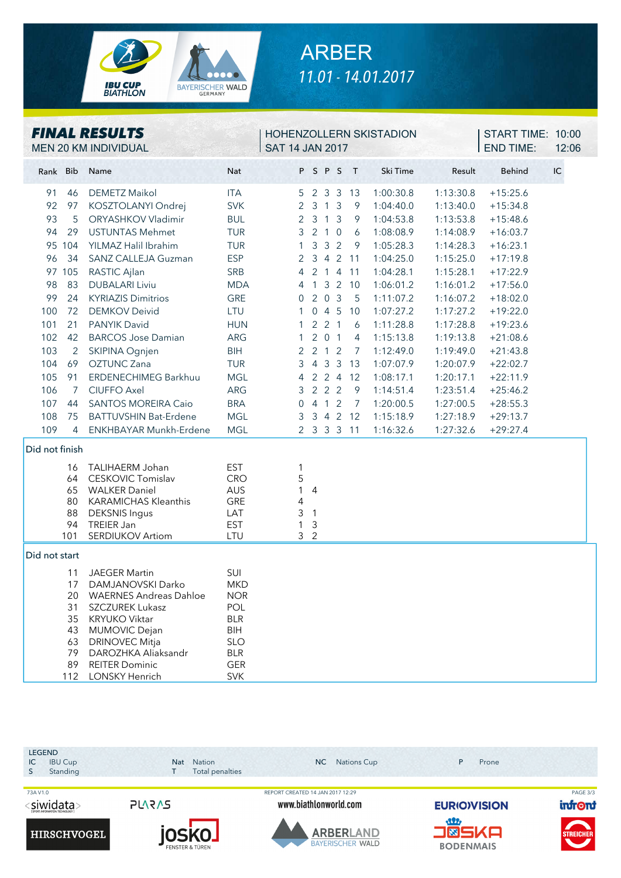# ARBER

*11.01 - 14.01.2017*

## FINAL RESULTS

MEN 20 KM INDIVIDUAL

HOHENZOLLERN SKISTADION
SAT 14 JAN 2017

START TIME: 10:00
END TIME: 12:06

| Rank | Bib | Name | Nat | P | S | P | S | T | Ski Time | Result | Behind | IC |
|---|---|---|---|---|---|---|---|---|---|---|---|---|
| 91 | 46 | DEMETZ Maikol | ITA | 5 | 2 | 3 | 3 | 13 | 1:00:30.8 | 1:13:30.8 | +15:25.6 | |
| 92 | 97 | KOSZTOLANYI Ondrej | SVK | 2 | 3 | 1 | 3 | 9 | 1:04:40.0 | 1:13:40.0 | +15:34.8 | |
| 93 | 5 | ORYASHKOV Vladimir | BUL | 2 | 3 | 1 | 3 | 9 | 1:04:53.8 | 1:13:53.8 | +15:48.6 | |
| 94 | 29 | USTUNTAS Mehmet | TUR | 3 | 2 | 1 | 0 | 6 | 1:08:08.9 | 1:14:08.9 | +16:03.7 | |
| 95 | 104 | YILMAZ Halil Ibrahim | TUR | 1 | 3 | 3 | 2 | 9 | 1:05:28.3 | 1:14:28.3 | +16:23.1 | |
| 96 | 34 | SANZ CALLEJA Guzman | ESP | 2 | 3 | 4 | 2 | 11 | 1:04:25.0 | 1:15:25.0 | +17:19.8 | |
| 97 | 105 | RASTIC Ajlan | SRB | 4 | 2 | 1 | 4 | 11 | 1:04:28.1 | 1:15:28.1 | +17:22.9 | |
| 98 | 83 | DUBALARI Liviu | MDA | 4 | 1 | 3 | 2 | 10 | 1:06:01.2 | 1:16:01.2 | +17:56.0 | |
| 99 | 24 | KYRIAZIS Dimitrios | GRE | 0 | 2 | 0 | 3 | 5 | 1:11:07.2 | 1:16:07.2 | +18:02.0 | |
| 100 | 72 | DEMKOV Deivid | LTU | 1 | 0 | 4 | 5 | 10 | 1:07:27.2 | 1:17:27.2 | +19:22.0 | |
| 101 | 21 | PANYIK David | HUN | 1 | 2 | 2 | 1 | 6 | 1:11:28.8 | 1:17:28.8 | +19:23.6 | |
| 102 | 42 | BARCOS Jose Damian | ARG | 1 | 2 | 0 | 1 | 4 | 1:15:13.8 | 1:19:13.8 | +21:08.6 | |
| 103 | 2 | SKIPINA Ognjen | BIH | 2 | 2 | 1 | 2 | 7 | 1:12:49.0 | 1:19:49.0 | +21:43.8 | |
| 104 | 69 | OZTUNC Zana | TUR | 3 | 4 | 3 | 3 | 13 | 1:07:07.9 | 1:20:07.9 | +22:02.7 | |
| 105 | 91 | ERDENECHIMEG Barkhuu | MGL | 4 | 2 | 2 | 4 | 12 | 1:08:17.1 | 1:20:17.1 | +22:11.9 | |
| 106 | 7 | CIUFFO Axel | ARG | 3 | 2 | 2 | 2 | 9 | 1:14:51.4 | 1:23:51.4 | +25:46.2 | |
| 107 | 44 | SANTOS MOREIRA Caio | BRA | 0 | 4 | 1 | 2 | 7 | 1:20:00.5 | 1:27:00.5 | +28:55.3 | |
| 108 | 75 | BATTUVSHIN Bat-Erdene | MGL | 3 | 3 | 4 | 2 | 12 | 1:15:18.9 | 1:27:18.9 | +29:13.7 | |
| 109 | 4 | ENKHBAYAR Munkh-Erdene | MGL | 2 | 3 | 3 | 3 | 11 | 1:16:32.6 | 1:27:32.6 | +29:27.4 | |

### Did not finish

| Bib | Name | Nat | P | S |
|---|---|---|---|---|
| 16 | TALIHAERM Johan | EST | 1 | |
| 64 | CESKOVIC Tomislav | CRO | 5 | |
| 65 | WALKER Daniel | AUS | 1 | 4 |
| 80 | KARAMICHAS Kleanthis | GRE | 4 | |
| 88 | DEKSNIS Ingus | LAT | 3 | 1 |
| 94 | TREIER Jan | EST | 1 | 3 |
| 101 | SERDIUKOV Artiom | LTU | 3 | 2 |

### Did not start

| Bib | Name | Nat |
|---|---|---|
| 11 | JAEGER Martin | SUI |
| 17 | DAMJANOVSKI Darko | MKD |
| 20 | WAERNES Andreas Dahloe | NOR |
| 31 | SZCZUREK Lukasz | POL |
| 35 | KRYUKO Viktar | BLR |
| 43 | MUMOVIC Dejan | BIH |
| 63 | DRINOVEC Mitja | SLO |
| 79 | DAROZHKA Aliaksandr | BLR |
| 89 | REITER Dominic | GER |
| 112 | LONSKY Henrich | SVK |

LEGEND
IC IBU Cup | Nat Nation | NC Nations Cup | P Prone
S Standing | T Total penalties

73A V1.0 — REPORT CREATED 14 JAN 2017 12:29 — www.biathlonworld.com